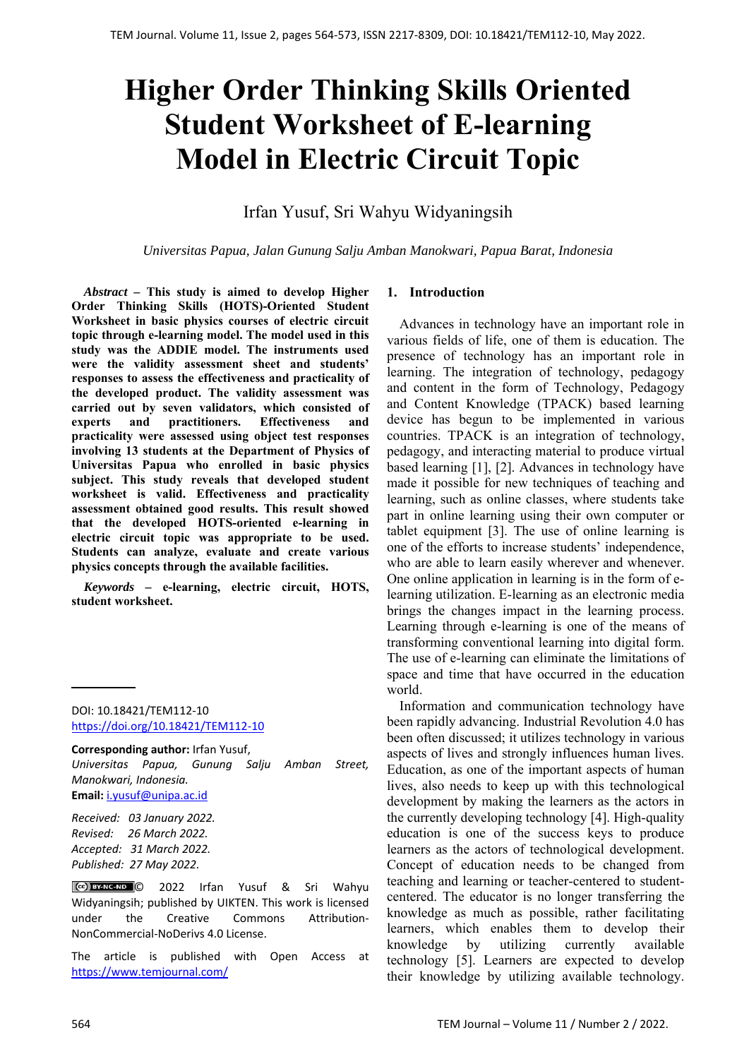# Higher Order Thinking Skills Oriented Student Worksheet of E-learning Model in Electric Circuit Topic

Irfan Yusuf, Sri Wahyu Widyaningsih

*Universitas Papua, Jalan Gunung Salju Amban Manokwari, Papua Barat, Indonesia*

***Abstract* – This study is aimed to develop Higher Order Thinking Skills (HOTS)-Oriented Student Worksheet in basic physics courses of electric circuit topic through e-learning model. The model used in this study was the ADDIE model. The instruments used were the validity assessment sheet and students' responses to assess the effectiveness and practicality of the developed product. The validity assessment was carried out by seven validators, which consisted of experts and practitioners. Effectiveness and practicality were assessed using object test responses involving 13 students at the Department of Physics of Universitas Papua who enrolled in basic physics subject. This study reveals that developed student worksheet is valid. Effectiveness and practicality assessment obtained good results. This result showed that the developed HOTS-oriented e-learning in electric circuit topic was appropriate to be used. Students can analyze, evaluate and create various physics concepts through the available facilities.**

***Keywords* – e-learning, electric circuit, HOTS, student worksheet.**

DOI: 10.18421/TEM112-10
https://doi.org/10.18421/TEM112-10

**Corresponding author:** Irfan Yusuf,
*Universitas Papua, Gunung Salju Amban Street, Manokwari, Indonesia.*
**Email:** i.yusuf@unipa.ac.id

*Received: 03 January 2022.*
*Revised: 26 March 2022.*
*Accepted: 31 March 2022.*
*Published: 27 May 2022.*

© 2022 Irfan Yusuf & Sri Wahyu Widyaningsih; published by UIKTEN. This work is licensed under the Creative Commons Attribution-NonCommercial-NoDerivs 4.0 License.

The article is published with Open Access at https://www.temjournal.com/

## 1. Introduction

Advances in technology have an important role in various fields of life, one of them is education. The presence of technology has an important role in learning. The integration of technology, pedagogy and content in the form of Technology, Pedagogy and Content Knowledge (TPACK) based learning device has begun to be implemented in various countries. TPACK is an integration of technology, pedagogy, and interacting material to produce virtual based learning [1], [2]. Advances in technology have made it possible for new techniques of teaching and learning, such as online classes, where students take part in online learning using their own computer or tablet equipment [3]. The use of online learning is one of the efforts to increase students' independence, who are able to learn easily wherever and whenever. One online application in learning is in the form of e-learning utilization. E-learning as an electronic media brings the changes impact in the learning process. Learning through e-learning is one of the means of transforming conventional learning into digital form. The use of e-learning can eliminate the limitations of space and time that have occurred in the education world.

Information and communication technology have been rapidly advancing. Industrial Revolution 4.0 has been often discussed; it utilizes technology in various aspects of lives and strongly influences human lives. Education, as one of the important aspects of human lives, also needs to keep up with this technological development by making the learners as the actors in the currently developing technology [4]. High-quality education is one of the success keys to produce learners as the actors of technological development. Concept of education needs to be changed from teaching and learning or teacher-centered to student-centered. The educator is no longer transferring the knowledge as much as possible, rather facilitating learners, which enables them to develop their knowledge by utilizing currently available technology [5]. Learners are expected to develop their knowledge by utilizing available technology.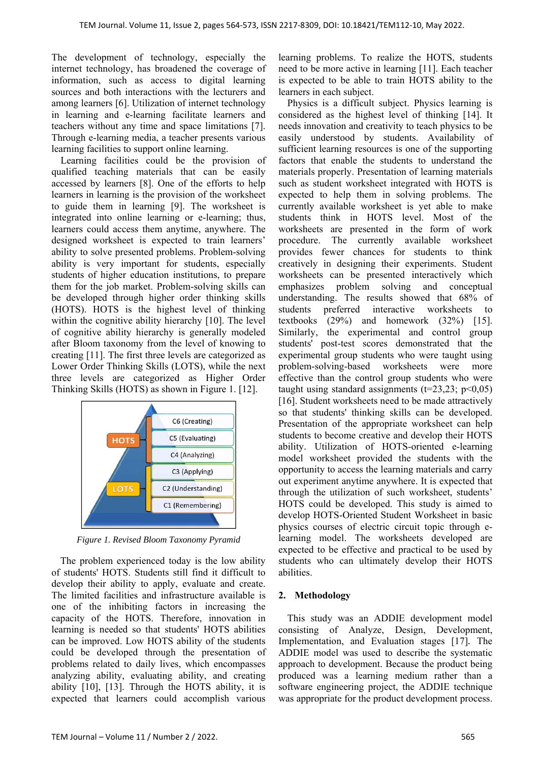The development of technology, especially the internet technology, has broadened the coverage of information, such as access to digital learning sources and both interactions with the lecturers and among learners [6]. Utilization of internet technology in learning and e-learning facilitate learners and teachers without any time and space limitations [7]. Through e-learning media, a teacher presents various learning facilities to support online learning.

Learning facilities could be the provision of qualified teaching materials that can be easily accessed by learners [8]. One of the efforts to help learners in learning is the provision of the worksheet to guide them in learning [9]. The worksheet is integrated into online learning or e-learning; thus, learners could access them anytime, anywhere. The designed worksheet is expected to train learners' ability to solve presented problems. Problem-solving ability is very important for students, especially students of higher education institutions, to prepare them for the job market. Problem-solving skills can be developed through higher order thinking skills (HOTS). HOTS is the highest level of thinking within the cognitive ability hierarchy [10]. The level of cognitive ability hierarchy is generally modeled after Bloom taxonomy from the level of knowing to creating [11]. The first three levels are categorized as Lower Order Thinking Skills (LOTS), while the next three levels are categorized as Higher Order Thinking Skills (HOTS) as shown in Figure 1. [12].

HOTS: C6 (Creating), C5 (Evaluating), C4 (Analyzing)
LOTS: C3 (Applying), C2 (Understanding), C1 (Remembering)

*Figure 1. Revised Bloom Taxonomy Pyramid*

The problem experienced today is the low ability of students' HOTS. Students still find it difficult to develop their ability to apply, evaluate and create. The limited facilities and infrastructure available is one of the inhibiting factors in increasing the capacity of the HOTS. Therefore, innovation in learning is needed so that students' HOTS abilities can be improved. Low HOTS ability of the students could be developed through the presentation of problems related to daily lives, which encompasses analyzing ability, evaluating ability, and creating ability [10], [13]. Through the HOTS ability, it is expected that learners could accomplish various learning problems. To realize the HOTS, students need to be more active in learning [11]. Each teacher is expected to be able to train HOTS ability to the learners in each subject.

Physics is a difficult subject. Physics learning is considered as the highest level of thinking [14]. It needs innovation and creativity to teach physics to be easily understood by students. Availability of sufficient learning resources is one of the supporting factors that enable the students to understand the materials properly. Presentation of learning materials such as student worksheet integrated with HOTS is expected to help them in solving problems. The currently available worksheet is yet able to make students think in HOTS level. Most of the worksheets are presented in the form of work procedure. The currently available worksheet provides fewer chances for students to think creatively in designing their experiments. Student worksheets can be presented interactively which emphasizes problem solving and conceptual understanding. The results showed that 68% of students preferred interactive worksheets to textbooks (29%) and homework (32%) [15]. Similarly, the experimental and control group students' post-test scores demonstrated that the experimental group students who were taught using problem-solving-based worksheets were more effective than the control group students who were taught using standard assignments ($t=23,23$; $p<0,05$) [16]. Student worksheets need to be made attractively so that students' thinking skills can be developed. Presentation of the appropriate worksheet can help students to become creative and develop their HOTS ability. Utilization of HOTS-oriented e-learning model worksheet provided the students with the opportunity to access the learning materials and carry out experiment anytime anywhere. It is expected that through the utilization of such worksheet, students' HOTS could be developed. This study is aimed to develop HOTS-Oriented Student Worksheet in basic physics courses of electric circuit topic through e-learning model. The worksheets developed are expected to be effective and practical to be used by students who can ultimately develop their HOTS abilities.

## 2. Methodology

This study was an ADDIE development model consisting of Analyze, Design, Development, Implementation, and Evaluation stages [17]. The ADDIE model was used to describe the systematic approach to development. Because the product being produced was a learning medium rather than a software engineering project, the ADDIE technique was appropriate for the product development process.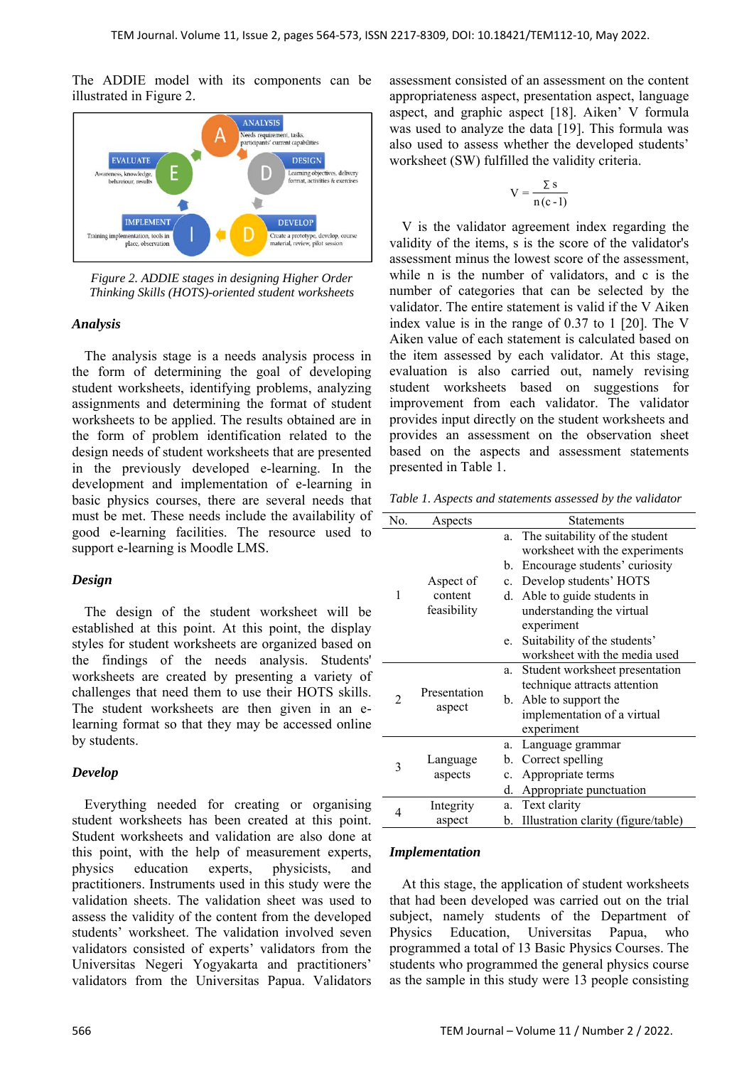The ADDIE model with its components can be illustrated in Figure 2.

Figure 2. ADDIE stages in designing Higher Order Thinking Skills (HOTS)-oriented student worksheets

### *Analysis*

The analysis stage is a needs analysis process in the form of determining the goal of developing student worksheets, identifying problems, analyzing assignments and determining the format of student worksheets to be applied. The results obtained are in the form of problem identification related to the design needs of student worksheets that are presented in the previously developed e-learning. In the development and implementation of e-learning in basic physics courses, there are several needs that must be met. These needs include the availability of good e-learning facilities. The resource used to support e-learning is Moodle LMS.

### *Design*

The design of the student worksheet will be established at this point. At this point, the display styles for student worksheets are organized based on the findings of the needs analysis. Students' worksheets are created by presenting a variety of challenges that need them to use their HOTS skills. The student worksheets are then given in an e-learning format so that they may be accessed online by students.

### *Develop*

Everything needed for creating or organising student worksheets has been created at this point. Student worksheets and validation are also done at this point, with the help of measurement experts, physics education experts, physicists, and practitioners. Instruments used in this study were the validation sheets. The validation sheet was used to assess the validity of the content from the developed students' worksheet. The validation involved seven validators consisted of experts' validators from the Universitas Negeri Yogyakarta and practitioners' validators from the Universitas Papua. Validators assessment consisted of an assessment on the content appropriateness aspect, presentation aspect, language aspect, and graphic aspect [18]. Aiken' V formula was used to analyze the data [19]. This formula was also used to assess whether the developed students' worksheet (SW) fulfilled the validity criteria.

$$V = \frac{\sum s}{n(c-1)}$$

V is the validator agreement index regarding the validity of the items, s is the score of the validator's assessment minus the lowest score of the assessment, while n is the number of validators, and c is the number of categories that can be selected by the validator. The entire statement is valid if the V Aiken index value is in the range of 0.37 to 1 [20]. The V Aiken value of each statement is calculated based on the item assessed by each validator. At this stage, evaluation is also carried out, namely revising student worksheets based on suggestions for improvement from each validator. The validator provides input directly on the student worksheets and provides an assessment on the observation sheet based on the aspects and assessment statements presented in Table 1.

*Table 1. Aspects and statements assessed by the validator*

| No. | Aspects | Statements |
|---|---|---|
| 1 | Aspect of content feasibility | a. The suitability of the student worksheet with the experiments<br>b. Encourage students' curiosity<br>c. Develop students' HOTS<br>d. Able to guide students in understanding the virtual experiment<br>e. Suitability of the students' worksheet with the media used |
| 2 | Presentation aspect | a. Student worksheet presentation technique attracts attention<br>b. Able to support the implementation of a virtual experiment |
| 3 | Language aspects | a. Language grammar<br>b. Correct spelling<br>c. Appropriate terms<br>d. Appropriate punctuation |
| 4 | Integrity aspect | a. Text clarity<br>b. Illustration clarity (figure/table) |

### *Implementation*

At this stage, the application of student worksheets that had been developed was carried out on the trial subject, namely students of the Department of Physics Education, Universitas Papua, who programmed a total of 13 Basic Physics Courses. The students who programmed the general physics course as the sample in this study were 13 people consisting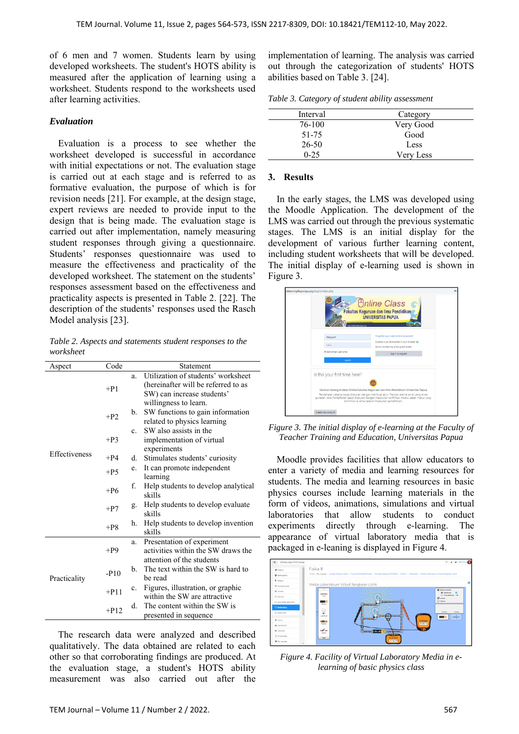of 6 men and 7 women. Students learn by using developed worksheets. The student's HOTS ability is measured after the application of learning using a worksheet. Students respond to the worksheets used after learning activities.

### *Evaluation*

Evaluation is a process to see whether the worksheet developed is successful in accordance with initial expectations or not. The evaluation stage is carried out at each stage and is referred to as formative evaluation, the purpose of which is for revision needs [21]. For example, at the design stage, expert reviews are needed to provide input to the design that is being made. The evaluation stage is carried out after implementation, namely measuring student responses through giving a questionnaire. Students' responses questionnaire was used to measure the effectiveness and practicality of the developed worksheet. The statement on the students' responses assessment based on the effectiveness and practicality aspects is presented in Table 2. [22]. The description of the students' responses used the Rasch Model analysis [23].

*Table 2. Aspects and statements student responses to the worksheet*

| Aspect | Code | Statement |
|---|---|---|
| Effectiveness | +P1 | a. Utilization of students' worksheet (hereinafter will be referred to as SW) can increase students' willingness to learn. |
| | +P2 | b. SW functions to gain information related to physics learning |
| | +P3 | c. SW also assists in the implementation of virtual experiments |
| | +P4 | d. Stimulates students' curiosity |
| | +P5 | e. It can promote independent learning |
| | +P6 | f. Help students to develop analytical skills |
| | +P7 | g. Help students to develop evaluate skills |
| | +P8 | h. Help students to develop invention skills |
| Practicality | +P9 | a. Presentation of experiment activities within the SW draws the attention of the students |
| | -P10 | b. The text within the SW is hard to be read |
| | +P11 | c. Figures, illustration, or graphic within the SW are attractive |
| | +P12 | d. The content within the SW is presented in sequence |

The research data were analyzed and described qualitatively. The data obtained are related to each other so that corroborating findings are produced. At the evaluation stage, a student's HOTS ability measurement was also carried out after the implementation of learning. The analysis was carried out through the categorization of students' HOTS abilities based on Table 3. [24].

*Table 3. Category of student ability assessment*

| Interval | Category |
|---|---|
| 76-100 | Very Good |
| 51-75 | Good |
| 26-50 | Less |
| 0-25 | Very Less |

## 3. Results

In the early stages, the LMS was developed using the Moodle Application. The development of the LMS was carried out through the previous systematic stages. The LMS is an initial display for the development of various further learning content, including student worksheets that will be developed. The initial display of e-learning used is shown in Figure 3.

*Figure 3. The initial display of e-learning at the Faculty of Teacher Training and Education, Universitas Papua*

Moodle provides facilities that allow educators to enter a variety of media and learning resources for students. The media and learning resources in basic physics courses include learning materials in the form of videos, animations, simulations and virtual laboratories that allow students to conduct experiments directly through e-learning. The appearance of virtual laboratory media that is packaged in e-leaning is displayed in Figure 4.

*Figure 4. Facility of Virtual Laboratory Media in e-learning of basic physics class*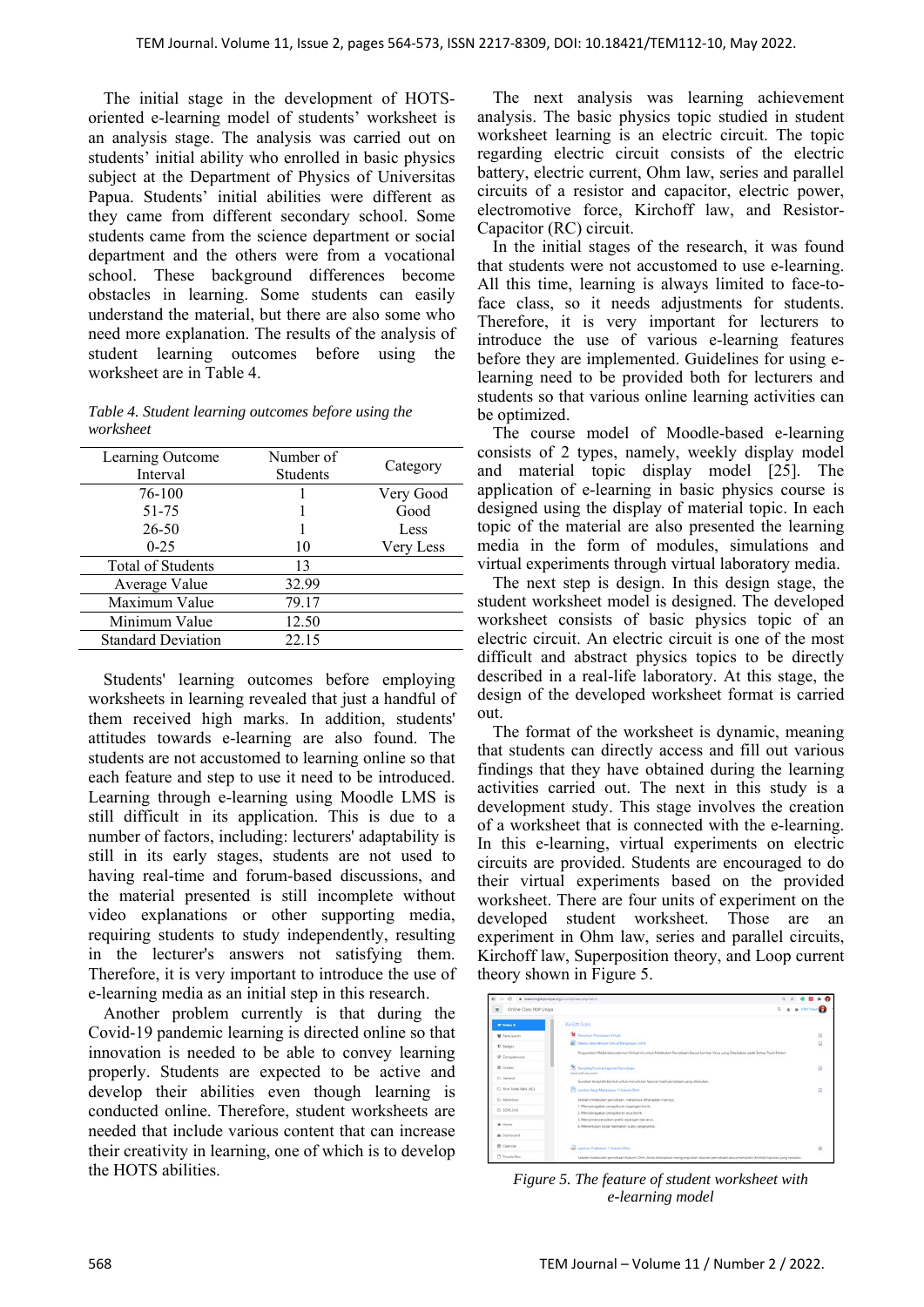The initial stage in the development of HOTS-oriented e-learning model of students' worksheet is an analysis stage. The analysis was carried out on students' initial ability who enrolled in basic physics subject at the Department of Physics of Universitas Papua. Students' initial abilities were different as they came from different secondary school. Some students came from the science department or social department and the others were from a vocational school. These background differences become obstacles in learning. Some students can easily understand the material, but there are also some who need more explanation. The results of the analysis of student learning outcomes before using the worksheet are in Table 4.

*Table 4. Student learning outcomes before using the worksheet*

| Learning Outcome Interval | Number of Students | Category |
|---|---|---|
| 76-100 | 1 | Very Good |
| 51-75 | 1 | Good |
| 26-50 | 1 | Less |
| 0-25 | 10 | Very Less |
| Total of Students | 13 | |
| Average Value | 32.99 | |
| Maximum Value | 79.17 | |
| Minimum Value | 12.50 | |
| Standard Deviation | 22.15 | |

Students' learning outcomes before employing worksheets in learning revealed that just a handful of them received high marks. In addition, students' attitudes towards e-learning are also found. The students are not accustomed to learning online so that each feature and step to use it need to be introduced. Learning through e-learning using Moodle LMS is still difficult in its application. This is due to a number of factors, including: lecturers' adaptability is still in its early stages, students are not used to having real-time and forum-based discussions, and the material presented is still incomplete without video explanations or other supporting media, requiring students to study independently, resulting in the lecturer's answers not satisfying them. Therefore, it is very important to introduce the use of e-learning media as an initial step in this research.

Another problem currently is that during the Covid-19 pandemic learning is directed online so that innovation is needed to be able to convey learning properly. Students are expected to be active and develop their abilities even though learning is conducted online. Therefore, student worksheets are needed that include various content that can increase their creativity in learning, one of which is to develop the HOTS abilities.

The next analysis was learning achievement analysis. The basic physics topic studied in student worksheet learning is an electric circuit. The topic regarding electric circuit consists of the electric battery, electric current, Ohm law, series and parallel circuits of a resistor and capacitor, electric power, electromotive force, Kirchoff law, and Resistor-Capacitor (RC) circuit.

In the initial stages of the research, it was found that students were not accustomed to use e-learning. All this time, learning is always limited to face-to-face class, so it needs adjustments for students. Therefore, it is very important for lecturers to introduce the use of various e-learning features before they are implemented. Guidelines for using e-learning need to be provided both for lecturers and students so that various online learning activities can be optimized.

The course model of Moodle-based e-learning consists of 2 types, namely, weekly display model and material topic display model [25]. The application of e-learning in basic physics course is designed using the display of material topic. In each topic of the material are also presented the learning media in the form of modules, simulations and virtual experiments through virtual laboratory media.

The next step is design. In this design stage, the student worksheet model is designed. The developed worksheet consists of basic physics topic of an electric circuit. An electric circuit is one of the most difficult and abstract physics topics to be directly described in a real-life laboratory. At this stage, the design of the developed worksheet format is carried out.

The format of the worksheet is dynamic, meaning that students can directly access and fill out various findings that they have obtained during the learning activities carried out. The next in this study is a development study. This stage involves the creation of a worksheet that is connected with the e-learning. In this e-learning, virtual experiments on electric circuits are provided. Students are encouraged to do their virtual experiments based on the provided worksheet. There are four units of experiment on the developed student worksheet. Those are an experiment in Ohm law, series and parallel circuits, Kirchoff law, Superposition theory, and Loop current theory shown in Figure 5.

*Figure 5. The feature of student worksheet with e-learning model*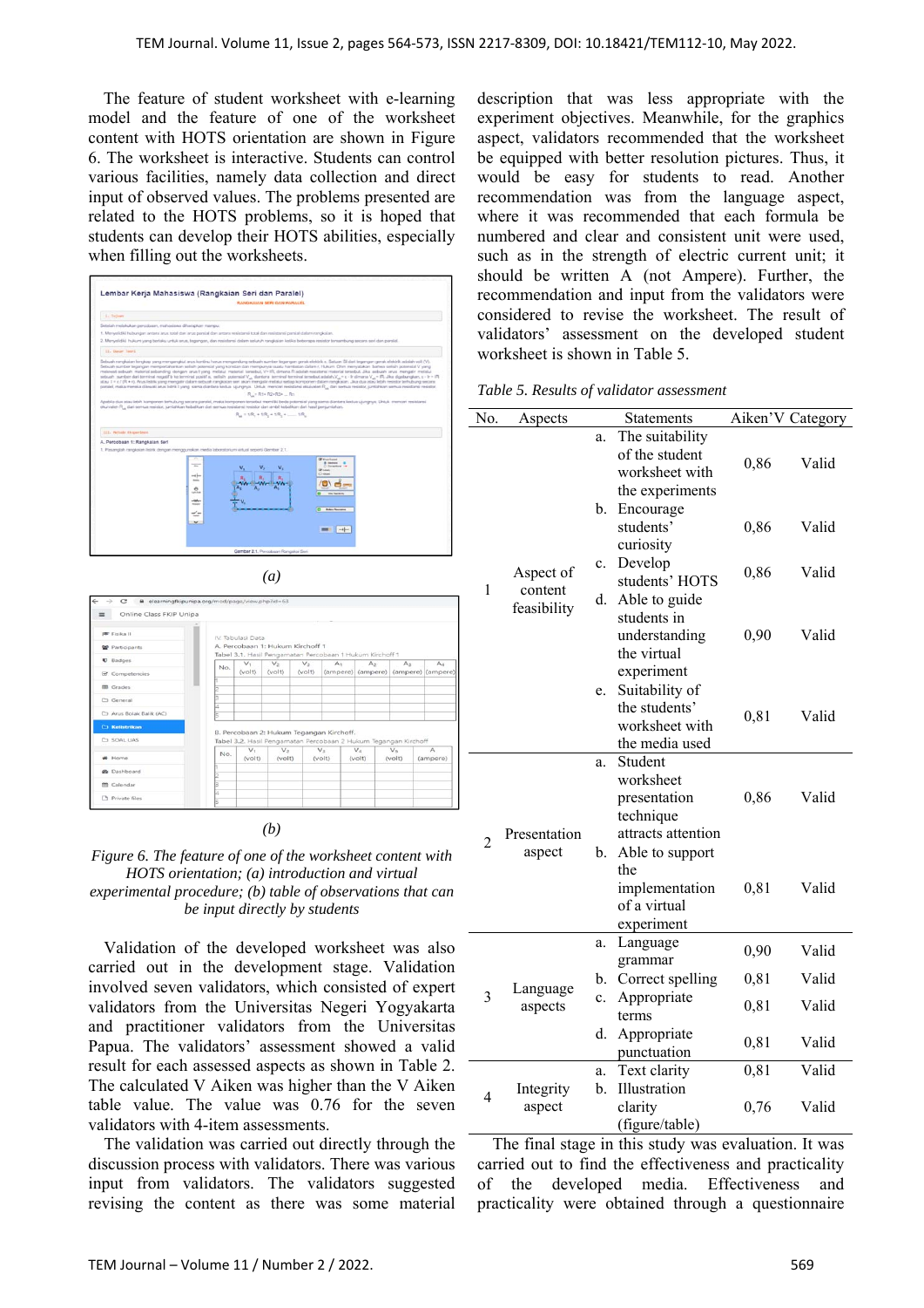The feature of student worksheet with e-learning model and the feature of one of the worksheet content with HOTS orientation are shown in Figure 6. The worksheet is interactive. Students can control various facilities, namely data collection and direct input of observed values. The problems presented are related to the HOTS problems, so it is hoped that students can develop their HOTS abilities, especially when filling out the worksheets.

(a)

(b)

*Figure 6. The feature of one of the worksheet content with HOTS orientation; (a) introduction and virtual experimental procedure; (b) table of observations that can be input directly by students*

Validation of the developed worksheet was also carried out in the development stage. Validation involved seven validators, which consisted of expert validators from the Universitas Negeri Yogyakarta and practitioner validators from the Universitas Papua. The validators' assessment showed a valid result for each assessed aspects as shown in Table 2. The calculated V Aiken was higher than the V Aiken table value. The value was 0.76 for the seven validators with 4-item assessments.

The validation was carried out directly through the discussion process with validators. There was various input from validators. The validators suggested revising the content as there was some material description that was less appropriate with the experiment objectives. Meanwhile, for the graphics aspect, validators recommended that the worksheet be equipped with better resolution pictures. Thus, it would be easy for students to read. Another recommendation was from the language aspect, where it was recommended that each formula be numbered and clear and consistent unit were used, such as in the strength of electric current unit; it should be written A (not Ampere). Further, the recommendation and input from the validators were considered to revise the worksheet. The result of validators' assessment on the developed student worksheet is shown in Table 5.

*Table 5. Results of validator assessment*

| No. | Aspects | Statements | Aiken'V | Category |
|---|---|---|---|---|
| 1 | Aspect of content feasibility | a. The suitability of the student worksheet with the experiments | 0,86 | Valid |
| | | b. Encourage students' curiosity | 0,86 | Valid |
| | | c. Develop students' HOTS | 0,86 | Valid |
| | | d. Able to guide students in understanding the virtual experiment | 0,90 | Valid |
| | | e. Suitability of the students' worksheet with the media used | 0,81 | Valid |
| 2 | Presentation aspect | a. Student worksheet presentation technique attracts attention | 0,86 | Valid |
| | | b. Able to support the implementation of a virtual experiment | 0,81 | Valid |
| 3 | Language aspects | a. Language grammar | 0,90 | Valid |
| | | b. Correct spelling | 0,81 | Valid |
| | | c. Appropriate terms | 0,81 | Valid |
| | | d. Appropriate punctuation | 0,81 | Valid |
| 4 | Integrity aspect | a. Text clarity | 0,81 | Valid |
| | | b. Illustration clarity (figure/table) | 0,76 | Valid |

The final stage in this study was evaluation. It was carried out to find the effectiveness and practicality of the developed media. Effectiveness and practicality were obtained through a questionnaire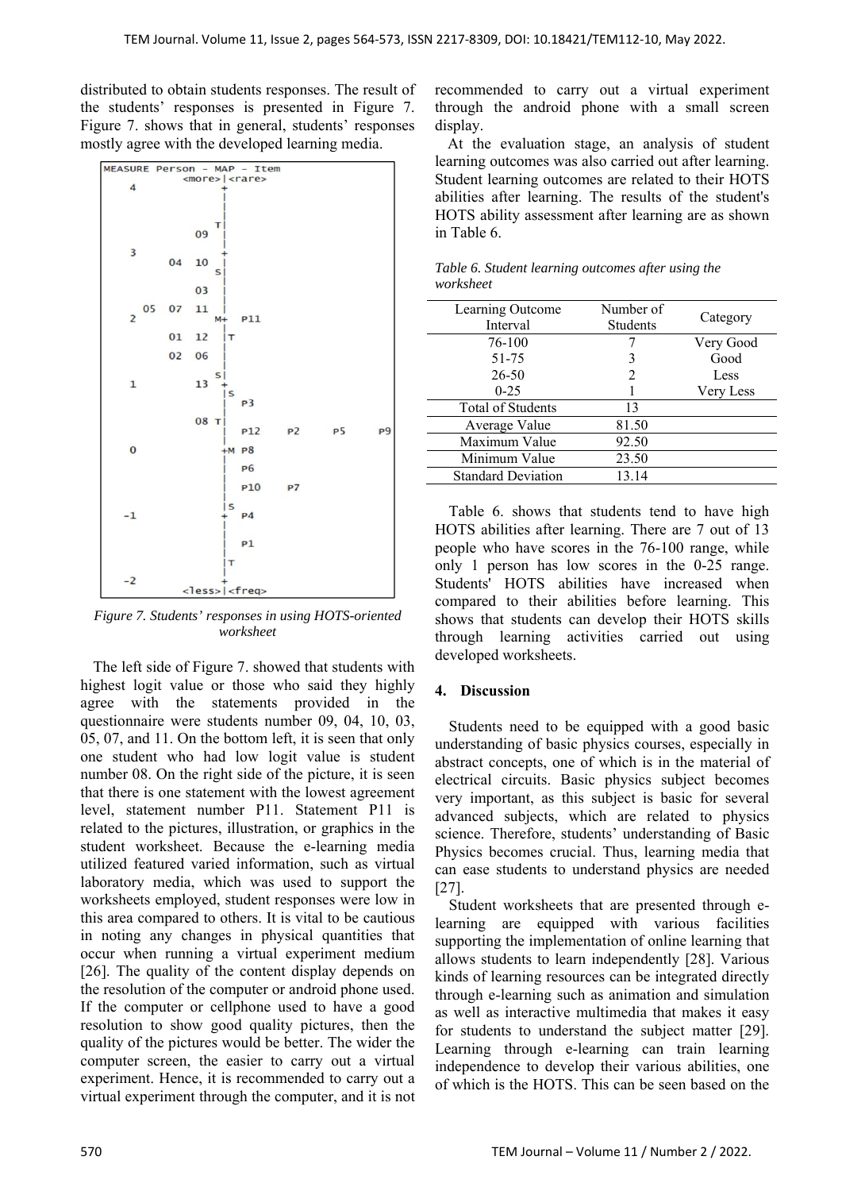distributed to obtain students responses. The result of the students' responses is presented in Figure 7. Figure 7. shows that in general, students' responses mostly agree with the developed learning media.

```
MEASURE Person - MAP - Item
             <more>|<rare>
   4                +
                    |
                    |
                   T|
              09    |
                    |
   3                +
          04  10    |
                   S|
              03    |
      05  07  11    |
   2               M+  P11
          01  12    |T
          02  06    |
                   S|
   1          13    +
                    |S
                    |  P3
              08   T|
                    |  P12   P2    P5    P9
   0                +M P8
                    |  P6
                    |  P10   P7
                    |S
  -1                +  P4
                    |
                    |  P1
                    |T
                    |
  -2                +
             <less>|<freq>
```

*Figure 7. Students' responses in using HOTS-oriented worksheet*

The left side of Figure 7. showed that students with highest logit value or those who said they highly agree with the statements provided in the questionnaire were students number 09, 04, 10, 03, 05, 07, and 11. On the bottom left, it is seen that only one student who had low logit value is student number 08. On the right side of the picture, it is seen that there is one statement with the lowest agreement level, statement number P11. Statement P11 is related to the pictures, illustration, or graphics in the student worksheet. Because the e-learning media utilized featured varied information, such as virtual laboratory media, which was used to support the worksheets employed, student responses were low in this area compared to others. It is vital to be cautious in noting any changes in physical quantities that occur when running a virtual experiment medium [26]. The quality of the content display depends on the resolution of the computer or android phone used. If the computer or cellphone used to have a good resolution to show good quality pictures, then the quality of the pictures would be better. The wider the computer screen, the easier to carry out a virtual experiment. Hence, it is recommended to carry out a virtual experiment through the computer, and it is not recommended to carry out a virtual experiment through the android phone with a small screen display.

At the evaluation stage, an analysis of student learning outcomes was also carried out after learning. Student learning outcomes are related to their HOTS abilities after learning. The results of the student's HOTS ability assessment after learning are as shown in Table 6.

*Table 6. Student learning outcomes after using the worksheet*

| Learning Outcome Interval | Number of Students | Category |
|---|---|---|
| 76-100 | 7 | Very Good |
| 51-75 | 3 | Good |
| 26-50 | 2 | Less |
| 0-25 | 1 | Very Less |
| Total of Students | 13 | |
| Average Value | 81.50 | |
| Maximum Value | 92.50 | |
| Minimum Value | 23.50 | |
| Standard Deviation | 13.14 | |

Table 6. shows that students tend to have high HOTS abilities after learning. There are 7 out of 13 people who have scores in the 76-100 range, while only 1 person has low scores in the 0-25 range. Students' HOTS abilities have increased when compared to their abilities before learning. This shows that students can develop their HOTS skills through learning activities carried out using developed worksheets.

## 4. Discussion

Students need to be equipped with a good basic understanding of basic physics courses, especially in abstract concepts, one of which is in the material of electrical circuits. Basic physics subject becomes very important, as this subject is basic for several advanced subjects, which are related to physics science. Therefore, students' understanding of Basic Physics becomes crucial. Thus, learning media that can ease students to understand physics are needed [27].

Student worksheets that are presented through e-learning are equipped with various facilities supporting the implementation of online learning that allows students to learn independently [28]. Various kinds of learning resources can be integrated directly through e-learning such as animation and simulation as well as interactive multimedia that makes it easy for students to understand the subject matter [29]. Learning through e-learning can train learning independence to develop their various abilities, one of which is the HOTS. This can be seen based on the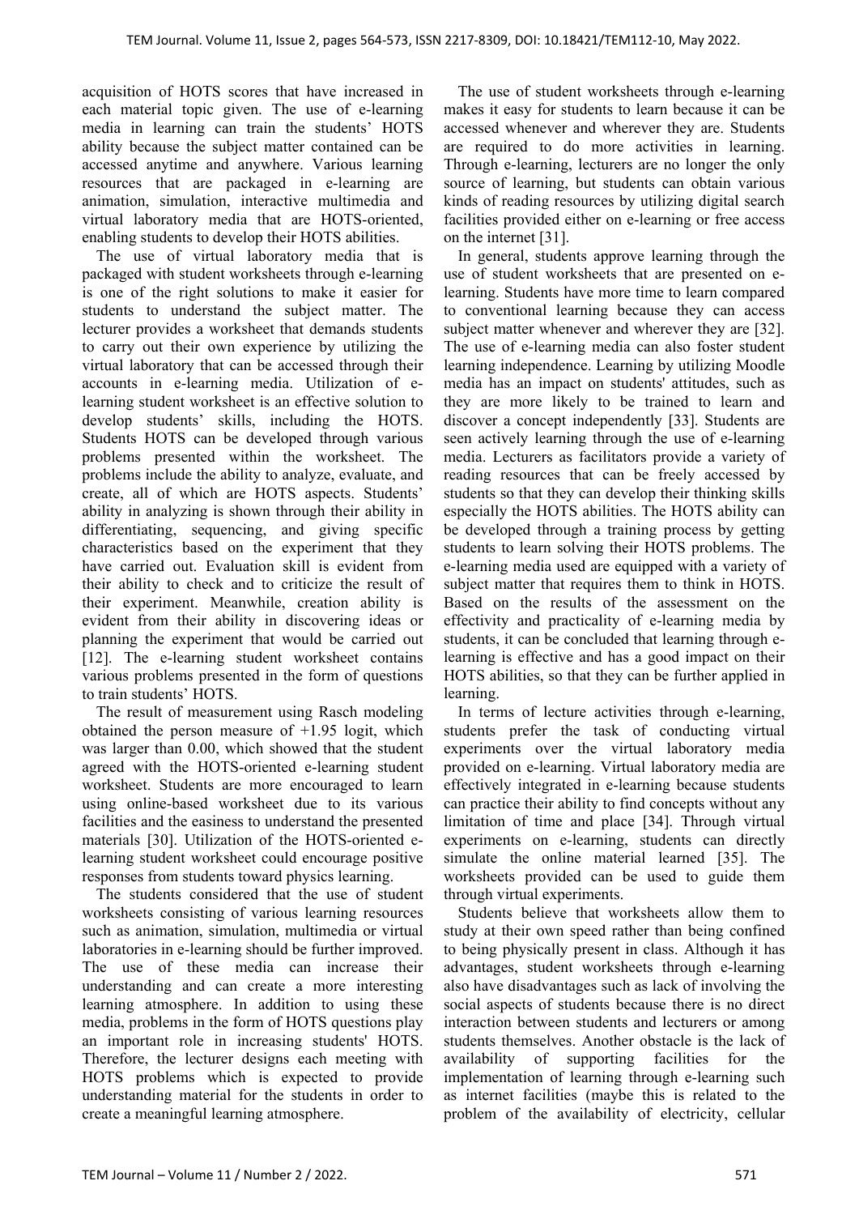acquisition of HOTS scores that have increased in each material topic given. The use of e-learning media in learning can train the students' HOTS ability because the subject matter contained can be accessed anytime and anywhere. Various learning resources that are packaged in e-learning are animation, simulation, interactive multimedia and virtual laboratory media that are HOTS-oriented, enabling students to develop their HOTS abilities.

The use of virtual laboratory media that is packaged with student worksheets through e-learning is one of the right solutions to make it easier for students to understand the subject matter. The lecturer provides a worksheet that demands students to carry out their own experience by utilizing the virtual laboratory that can be accessed through their accounts in e-learning media. Utilization of e-learning student worksheet is an effective solution to develop students' skills, including the HOTS. Students HOTS can be developed through various problems presented within the worksheet. The problems include the ability to analyze, evaluate, and create, all of which are HOTS aspects. Students' ability in analyzing is shown through their ability in differentiating, sequencing, and giving specific characteristics based on the experiment that they have carried out. Evaluation skill is evident from their ability to check and to criticize the result of their experiment. Meanwhile, creation ability is evident from their ability in discovering ideas or planning the experiment that would be carried out [12]. The e-learning student worksheet contains various problems presented in the form of questions to train students' HOTS.

The result of measurement using Rasch modeling obtained the person measure of +1.95 logit, which was larger than 0.00, which showed that the student agreed with the HOTS-oriented e-learning student worksheet. Students are more encouraged to learn using online-based worksheet due to its various facilities and the easiness to understand the presented materials [30]. Utilization of the HOTS-oriented e-learning student worksheet could encourage positive responses from students toward physics learning.

The students considered that the use of student worksheets consisting of various learning resources such as animation, simulation, multimedia or virtual laboratories in e-learning should be further improved. The use of these media can increase their understanding and can create a more interesting learning atmosphere. In addition to using these media, problems in the form of HOTS questions play an important role in increasing students' HOTS. Therefore, the lecturer designs each meeting with HOTS problems which is expected to provide understanding material for the students in order to create a meaningful learning atmosphere.

The use of student worksheets through e-learning makes it easy for students to learn because it can be accessed whenever and wherever they are. Students are required to do more activities in learning. Through e-learning, lecturers are no longer the only source of learning, but students can obtain various kinds of reading resources by utilizing digital search facilities provided either on e-learning or free access on the internet [31].

In general, students approve learning through the use of student worksheets that are presented on e-learning. Students have more time to learn compared to conventional learning because they can access subject matter whenever and wherever they are [32]. The use of e-learning media can also foster student learning independence. Learning by utilizing Moodle media has an impact on students' attitudes, such as they are more likely to be trained to learn and discover a concept independently [33]. Students are seen actively learning through the use of e-learning media. Lecturers as facilitators provide a variety of reading resources that can be freely accessed by students so that they can develop their thinking skills especially the HOTS abilities. The HOTS ability can be developed through a training process by getting students to learn solving their HOTS problems. The e-learning media used are equipped with a variety of subject matter that requires them to think in HOTS. Based on the results of the assessment on the effectivity and practicality of e-learning media by students, it can be concluded that learning through e-learning is effective and has a good impact on their HOTS abilities, so that they can be further applied in learning.

In terms of lecture activities through e-learning, students prefer the task of conducting virtual experiments over the virtual laboratory media provided on e-learning. Virtual laboratory media are effectively integrated in e-learning because students can practice their ability to find concepts without any limitation of time and place [34]. Through virtual experiments on e-learning, students can directly simulate the online material learned [35]. The worksheets provided can be used to guide them through virtual experiments.

Students believe that worksheets allow them to study at their own speed rather than being confined to being physically present in class. Although it has advantages, student worksheets through e-learning also have disadvantages such as lack of involving the social aspects of students because there is no direct interaction between students and lecturers or among students themselves. Another obstacle is the lack of availability of supporting facilities for the implementation of learning through e-learning such as internet facilities (maybe this is related to the problem of the availability of electricity, cellular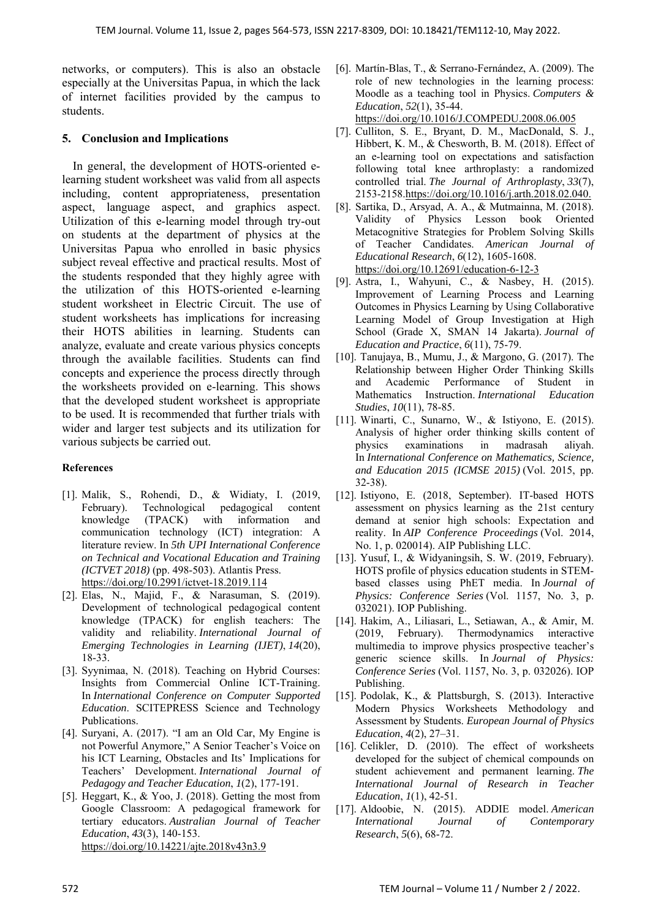networks, or computers). This is also an obstacle especially at the Universitas Papua, in which the lack of internet facilities provided by the campus to students.

## 5. Conclusion and Implications

In general, the development of HOTS-oriented e-learning student worksheet was valid from all aspects including, content appropriateness, presentation aspect, language aspect, and graphics aspect. Utilization of this e-learning model through try-out on students at the department of physics at the Universitas Papua who enrolled in basic physics subject reveal effective and practical results. Most of the students responded that they highly agree with the utilization of this HOTS-oriented e-learning student worksheet in Electric Circuit. The use of student worksheets has implications for increasing their HOTS abilities in learning. Students can analyze, evaluate and create various physics concepts through the available facilities. Students can find concepts and experience the process directly through the worksheets provided on e-learning. This shows that the developed student worksheet is appropriate to be used. It is recommended that further trials with wider and larger test subjects and its utilization for various subjects be carried out.

### References

[1]. Malik, S., Rohendi, D., & Widiaty, I. (2019, February). Technological pedagogical content knowledge (TPACK) with information and communication technology (ICT) integration: A literature review. In *5th UPI International Conference on Technical and Vocational Education and Training (ICTVET 2018)* (pp. 498-503). Atlantis Press. https://doi.org/10.2991/ictvet-18.2019.114

[2]. Elas, N., Majid, F., & Narasuman, S. (2019). Development of technological pedagogical content knowledge (TPACK) for english teachers: The validity and reliability. *International Journal of Emerging Technologies in Learning (IJET)*, *14*(20), 18-33.

[3]. Syynimaa, N. (2018). Teaching on Hybrid Courses: Insights from Commercial Online ICT-Training. In *International Conference on Computer Supported Education*. SCITEPRESS Science and Technology Publications.

[4]. Suryani, A. (2017). "I am an Old Car, My Engine is not Powerful Anymore," A Senior Teacher's Voice on his ICT Learning, Obstacles and Its' Implications for Teachers' Development. *International Journal of Pedagogy and Teacher Education*, *1*(2), 177-191.

[5]. Heggart, K., & Yoo, J. (2018). Getting the most from Google Classroom: A pedagogical framework for tertiary educators. *Australian Journal of Teacher Education*, *43*(3), 140-153. https://doi.org/10.14221/ajte.2018v43n3.9

[6]. Martín-Blas, T., & Serrano-Fernández, A. (2009). The role of new technologies in the learning process: Moodle as a teaching tool in Physics. *Computers & Education*, *52*(1), 35-44. https://doi.org/10.1016/J.COMPEDU.2008.06.005

[7]. Culliton, S. E., Bryant, D. M., MacDonald, S. J., Hibbert, K. M., & Chesworth, B. M. (2018). Effect of an e-learning tool on expectations and satisfaction following total knee arthroplasty: a randomized controlled trial. *The Journal of Arthroplasty*, *33*(7), 2153-2158.https://doi.org/10.1016/j.arth.2018.02.040.

[8]. Sartika, D., Arsyad, A. A., & Mutmainna, M. (2018). Validity of Physics Lesson book Oriented Metacognitive Strategies for Problem Solving Skills of Teacher Candidates. *American Journal of Educational Research*, *6*(12), 1605-1608. https://doi.org/10.12691/education-6-12-3

[9]. Astra, I., Wahyuni, C., & Nasbey, H. (2015). Improvement of Learning Process and Learning Outcomes in Physics Learning by Using Collaborative Learning Model of Group Investigation at High School (Grade X, SMAN 14 Jakarta). *Journal of Education and Practice*, *6*(11), 75-79.

[10]. Tanujaya, B., Mumu, J., & Margono, G. (2017). The Relationship between Higher Order Thinking Skills and Academic Performance of Student in Mathematics Instruction. *International Education Studies*, *10*(11), 78-85.

[11]. Winarti, C., Sunarno, W., & Istiyono, E. (2015). Analysis of higher order thinking skills content of physics examinations in madrasah aliyah. In *International Conference on Mathematics, Science, and Education 2015 (ICMSE 2015)* (Vol. 2015, pp. 32-38).

[12]. Istiyono, E. (2018, September). IT-based HOTS assessment on physics learning as the 21st century demand at senior high schools: Expectation and reality. In *AIP Conference Proceedings* (Vol. 2014, No. 1, p. 020014). AIP Publishing LLC.

[13]. Yusuf, I., & Widyaningsih, S. W. (2019, February). HOTS profile of physics education students in STEM-based classes using PhET media. In *Journal of Physics: Conference Series* (Vol. 1157, No. 3, p. 032021). IOP Publishing.

[14]. Hakim, A., Liliasari, L., Setiawan, A., & Amir, M. (2019, February). Thermodynamics interactive multimedia to improve physics prospective teacher's generic science skills. In *Journal of Physics: Conference Series* (Vol. 1157, No. 3, p. 032026). IOP Publishing.

[15]. Podolak, K., & Plattsburgh, S. (2013). Interactive Modern Physics Worksheets Methodology and Assessment by Students. *European Journal of Physics Education*, *4*(2), 27–31.

[16]. Celikler, D. (2010). The effect of worksheets developed for the subject of chemical compounds on student achievement and permanent learning. *The International Journal of Research in Teacher Education*, *1*(1), 42-51.

[17]. Aldoobie, N. (2015). ADDIE model. *American International Journal of Contemporary Research*, *5*(6), 68-72.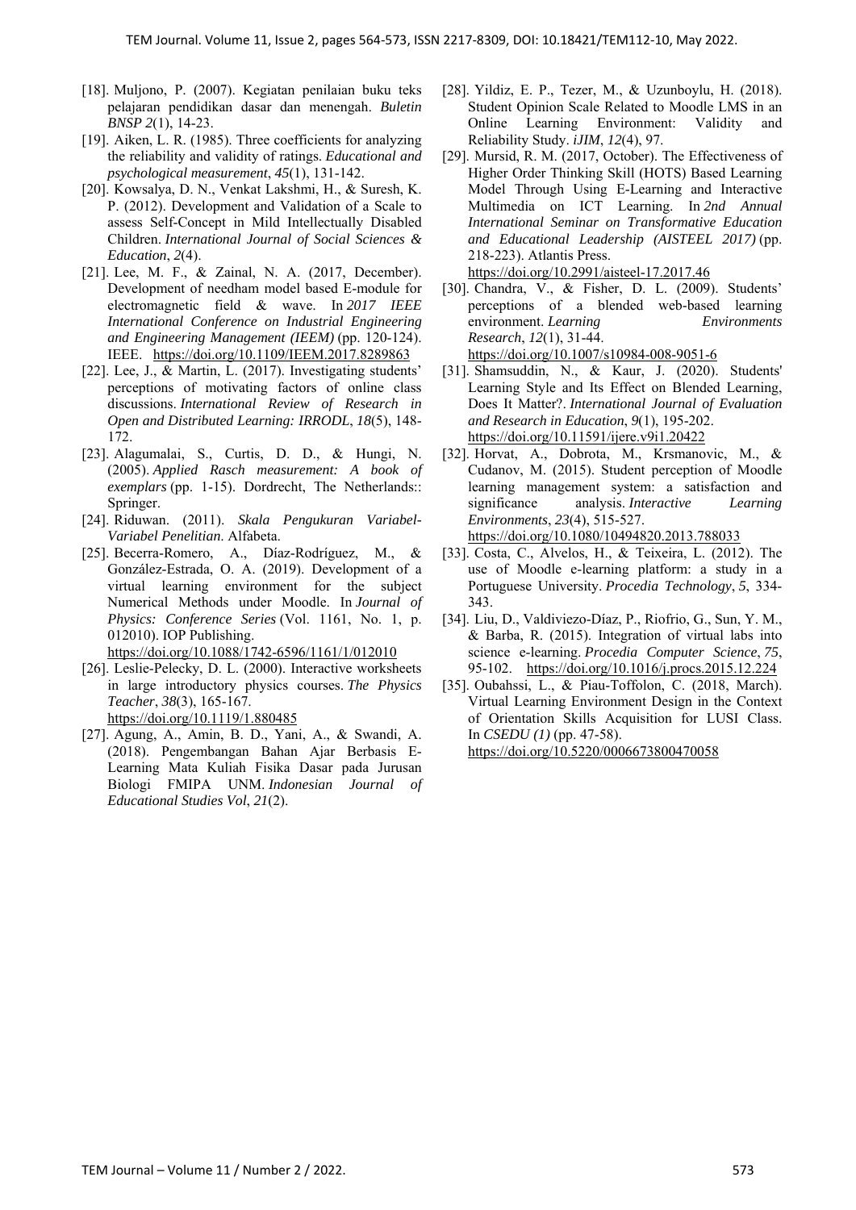[18]. Muljono, P. (2007). Kegiatan penilaian buku teks pelajaran pendidikan dasar dan menengah. *Buletin BNSP 2*(1), 14-23.

[19]. Aiken, L. R. (1985). Three coefficients for analyzing the reliability and validity of ratings. *Educational and psychological measurement*, *45*(1), 131-142.

[20]. Kowsalya, D. N., Venkat Lakshmi, H., & Suresh, K. P. (2012). Development and Validation of a Scale to assess Self-Concept in Mild Intellectually Disabled Children. *International Journal of Social Sciences & Education*, *2*(4).

[21]. Lee, M. F., & Zainal, N. A. (2017, December). Development of needham model based E-module for electromagnetic field & wave. In *2017 IEEE International Conference on Industrial Engineering and Engineering Management (IEEM)* (pp. 120-124). IEEE. https://doi.org/10.1109/IEEM.2017.8289863

[22]. Lee, J., & Martin, L. (2017). Investigating students' perceptions of motivating factors of online class discussions. *International Review of Research in Open and Distributed Learning: IRRODL*, *18*(5), 148-172.

[23]. Alagumalai, S., Curtis, D. D., & Hungi, N. (2005). *Applied Rasch measurement: A book of exemplars* (pp. 1-15). Dordrecht, The Netherlands:: Springer.

[24]. Riduwan. (2011). *Skala Pengukuran Variabel-Variabel Penelitian*. Alfabeta.

[25]. Becerra-Romero, A., Díaz-Rodríguez, M., & González-Estrada, O. A. (2019). Development of a virtual learning environment for the subject Numerical Methods under Moodle. In *Journal of Physics: Conference Series* (Vol. 1161, No. 1, p. 012010). IOP Publishing. https://doi.org/10.1088/1742-6596/1161/1/012010

[26]. Leslie-Pelecky, D. L. (2000). Interactive worksheets in large introductory physics courses. *The Physics Teacher*, *38*(3), 165-167. https://doi.org/10.1119/1.880485

[27]. Agung, A., Amin, B. D., Yani, A., & Swandi, A. (2018). Pengembangan Bahan Ajar Berbasis E-Learning Mata Kuliah Fisika Dasar pada Jurusan Biologi FMIPA UNM. *Indonesian Journal of Educational Studies Vol*, *21*(2).

[28]. Yildiz, E. P., Tezer, M., & Uzunboylu, H. (2018). Student Opinion Scale Related to Moodle LMS in an Online Learning Environment: Validity and Reliability Study. *iJIM*, *12*(4), 97.

[29]. Mursid, R. M. (2017, October). The Effectiveness of Higher Order Thinking Skill (HOTS) Based Learning Model Through Using E-Learning and Interactive Multimedia on ICT Learning. In *2nd Annual International Seminar on Transformative Education and Educational Leadership (AISTEEL 2017)* (pp. 218-223). Atlantis Press. https://doi.org/10.2991/aisteel-17.2017.46

[30]. Chandra, V., & Fisher, D. L. (2009). Students' perceptions of a blended web-based learning environment. *Learning Environments Research*, *12*(1), 31-44. https://doi.org/10.1007/s10984-008-9051-6

[31]. Shamsuddin, N., & Kaur, J. (2020). Students' Learning Style and Its Effect on Blended Learning, Does It Matter?. *International Journal of Evaluation and Research in Education*, *9*(1), 195-202. https://doi.org/10.11591/ijere.v9i1.20422

[32]. Horvat, A., Dobrota, M., Krsmanovic, M., & Cudanov, M. (2015). Student perception of Moodle learning management system: a satisfaction and significance analysis. *Interactive Learning Environments*, *23*(4), 515-527. https://doi.org/10.1080/10494820.2013.788033

[33]. Costa, C., Alvelos, H., & Teixeira, L. (2012). The use of Moodle e-learning platform: a study in a Portuguese University. *Procedia Technology*, *5*, 334-343.

[34]. Liu, D., Valdiviezo-Díaz, P., Riofrio, G., Sun, Y. M., & Barba, R. (2015). Integration of virtual labs into science e-learning. *Procedia Computer Science*, *75*, 95-102. https://doi.org/10.1016/j.procs.2015.12.224

[35]. Oubahssi, L., & Piau-Toffolon, C. (2018, March). Virtual Learning Environment Design in the Context of Orientation Skills Acquisition for LUSI Class. In *CSEDU (1)* (pp. 47-58). https://doi.org/10.5220/0006673800470058